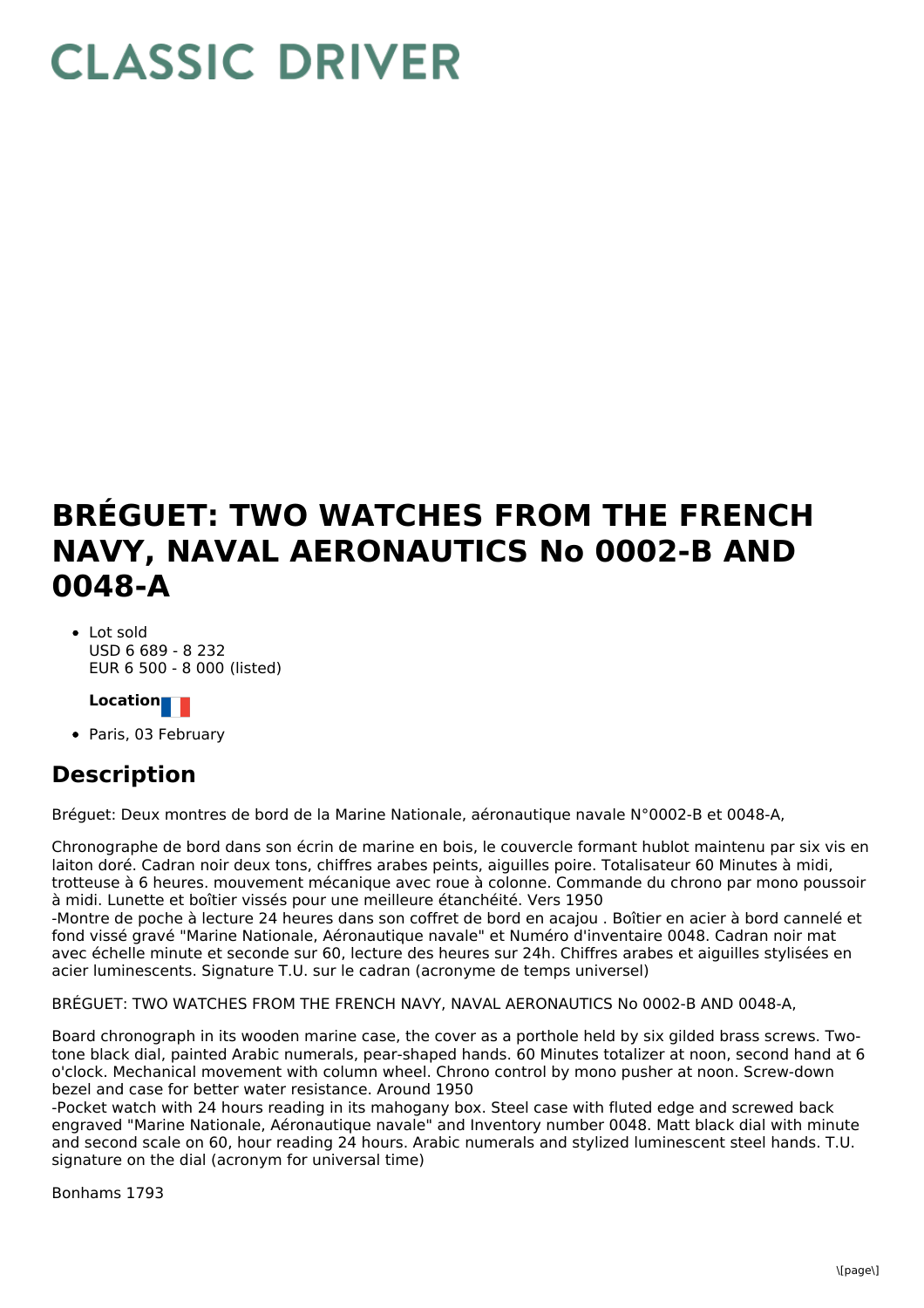# CLASSIC DRIVER

# BRÉGUET: TWO WATCHES FROM THE FRENCH NAVY, NAVAL AERONAUTICS No 0002-B AND 0048-A

- Lot sold
  USD 6 689 - 8 232
  EUR 6 500 - 8 000 (listed)

**Location**

- Paris, 03 February

## Description

Bréguet: Deux montres de bord de la Marine Nationale, aéronautique navale N°0002-B et 0048-A,

Chronographe de bord dans son écrin de marine en bois, le couvercle formant hublot maintenu par six vis en laiton doré. Cadran noir deux tons, chiffres arabes peints, aiguilles poire. Totalisateur 60 Minutes à midi, trotteuse à 6 heures. mouvement mécanique avec roue à colonne. Commande du chrono par mono poussoir à midi. Lunette et boîtier vissés pour une meilleure étanchéité. Vers 1950
-Montre de poche à lecture 24 heures dans son coffret de bord en acajou . Boîtier en acier à bord cannelé et fond vissé gravé "Marine Nationale, Aéronautique navale" et Numéro d'inventaire 0048. Cadran noir mat avec échelle minute et seconde sur 60, lecture des heures sur 24h. Chiffres arabes et aiguilles stylisées en acier luminescents. Signature T.U. sur le cadran (acronyme de temps universel)

BRÉGUET: TWO WATCHES FROM THE FRENCH NAVY, NAVAL AERONAUTICS No 0002-B AND 0048-A,

Board chronograph in its wooden marine case, the cover as a porthole held by six gilded brass screws. Two-tone black dial, painted Arabic numerals, pear-shaped hands. 60 Minutes totalizer at noon, second hand at 6 o'clock. Mechanical movement with column wheel. Chrono control by mono pusher at noon. Screw-down bezel and case for better water resistance. Around 1950
-Pocket watch with 24 hours reading in its mahogany box. Steel case with fluted edge and screwed back engraved "Marine Nationale, Aéronautique navale" and Inventory number 0048. Matt black dial with minute and second scale on 60, hour reading 24 hours. Arabic numerals and stylized luminescent steel hands. T.U. signature on the dial (acronym for universal time)

Bonhams 1793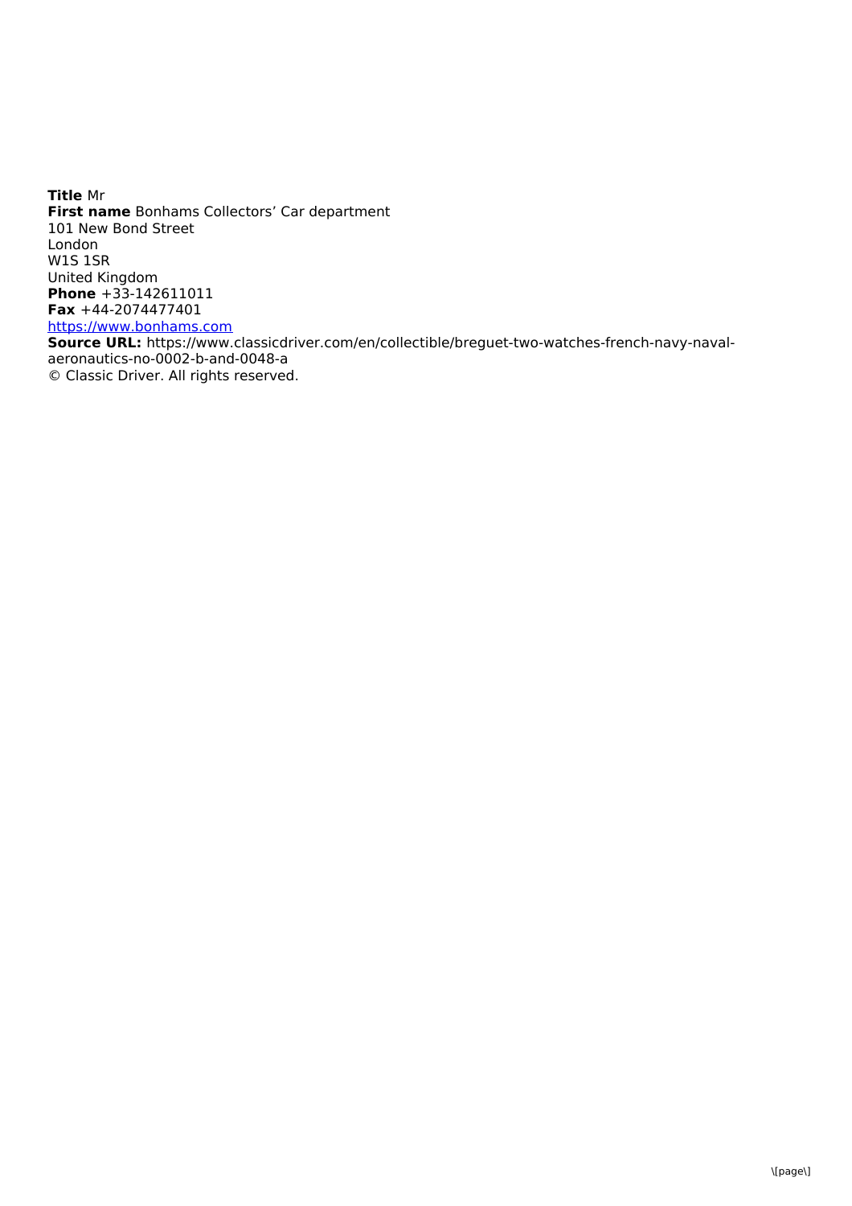**Title** Mr
**First name** Bonhams Collectors' Car department
101 New Bond Street
London
W1S 1SR
United Kingdom
**Phone** +33-142611011
**Fax** +44-2074477401
[https://www.bonhams.com](https://www.bonhams.com)
**Source URL:** https://www.classicdriver.com/en/collectible/breguet-two-watches-french-navy-naval-aeronautics-no-0002-b-and-0048-a
© Classic Driver. All rights reserved.